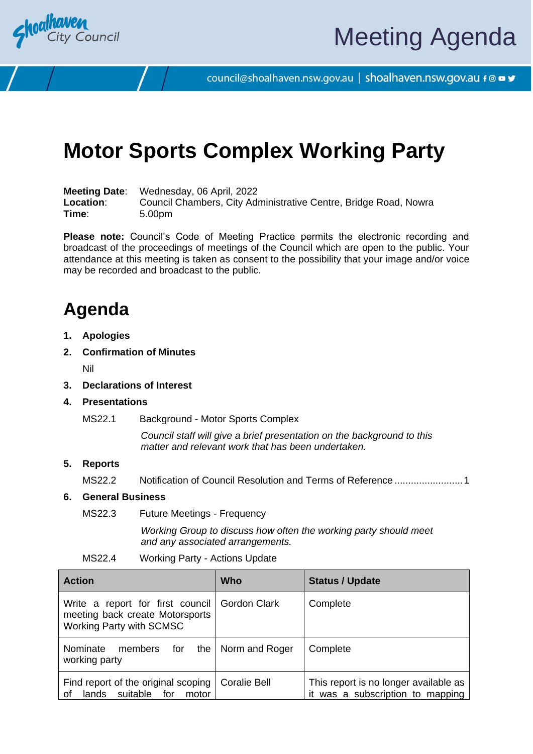# Meeting Agenda

council@shoalhaven.nsw.gov.au | shoalhaven.nsw.gov.au

# Motor Sports Complex Working Party

**Meeting Date**: Wednesday, 06 April, 2022
**Location**: Council Chambers, City Administrative Centre, Bridge Road, Nowra
**Time**: 5.00pm

**Please note:** Council's Code of Meeting Practice permits the electronic recording and broadcast of the proceedings of meetings of the Council which are open to the public. Your attendance at this meeting is taken as consent to the possibility that your image and/or voice may be recorded and broadcast to the public.

## Agenda

1. **Apologies**
2. **Confirmation of Minutes**

   Nil

3. **Declarations of Interest**
4. **Presentations**

   MS22.1 Background - Motor Sports Complex

   *Council staff will give a brief presentation on the background to this matter and relevant work that has been undertaken.*

5. **Reports**

   MS22.2 Notification of Council Resolution and Terms of Reference ......................... 1

6. **General Business**

   MS22.3 Future Meetings - Frequency

   *Working Group to discuss how often the working party should meet and any associated arrangements.*

   MS22.4 Working Party - Actions Update

| Action | Who | Status / Update |
|---|---|---|
| Write a report for first council meeting back create Motorsports Working Party with SCMSC | Gordon Clark | Complete |
| Nominate members for the working party | Norm and Roger | Complete |
| Find report of the original scoping of lands suitable for motor | Coralie Bell | This report is no longer available as it was a subscription to mapping |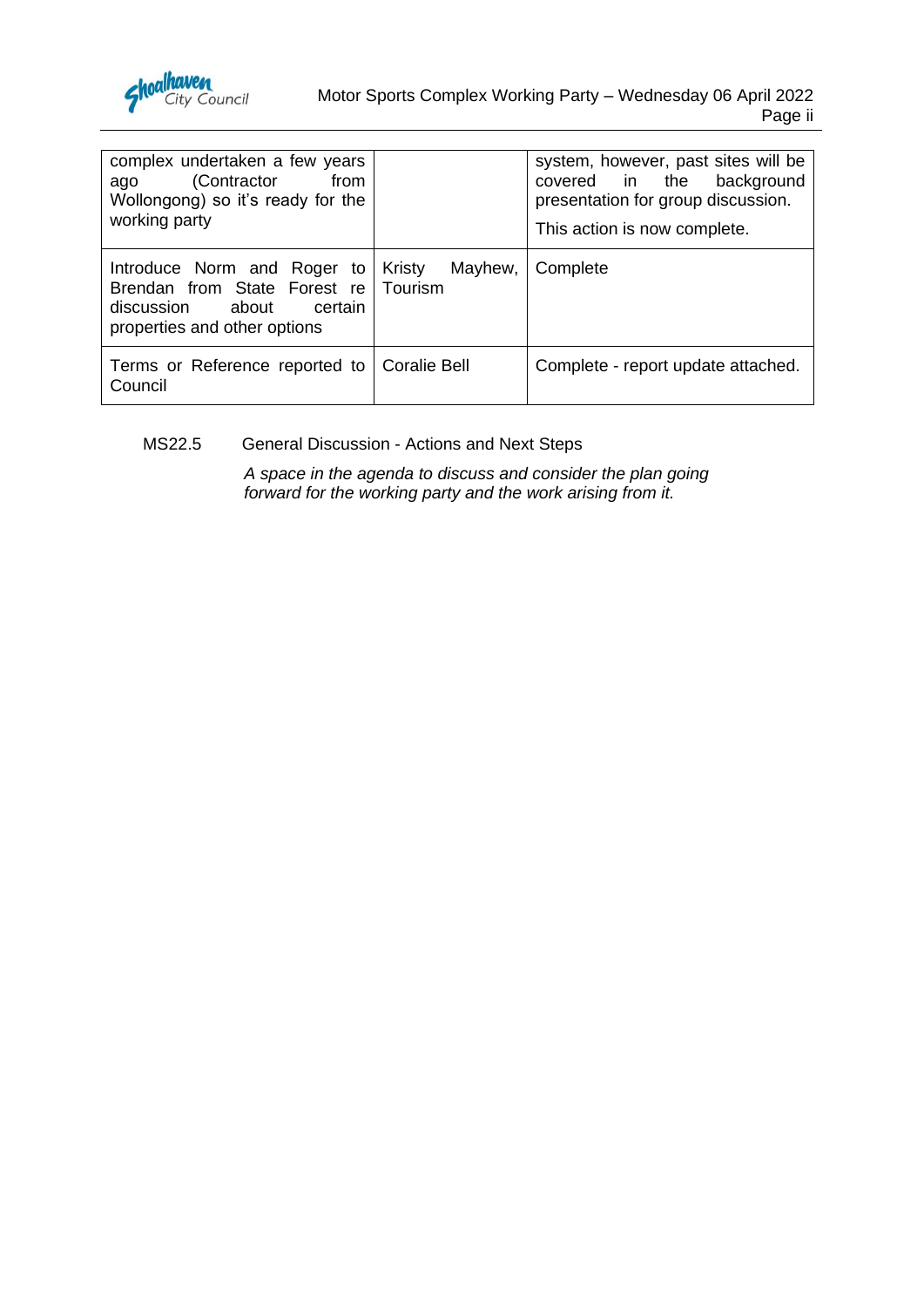| | | |
|---|---|---|
| complex undertaken a few years ago (Contractor from Wollongong) so it's ready for the working party | | system, however, past sites will be covered in the background presentation for group discussion.<br><br>This action is now complete. |
| Introduce Norm and Roger to Brendan from State Forest re discussion about certain properties and other options | Kristy Mayhew, Tourism | Complete |
| Terms or Reference reported to Council | Coralie Bell | Complete - report update attached. |

MS22.5 General Discussion - Actions and Next Steps

*A space in the agenda to discuss and consider the plan going forward for the working party and the work arising from it.*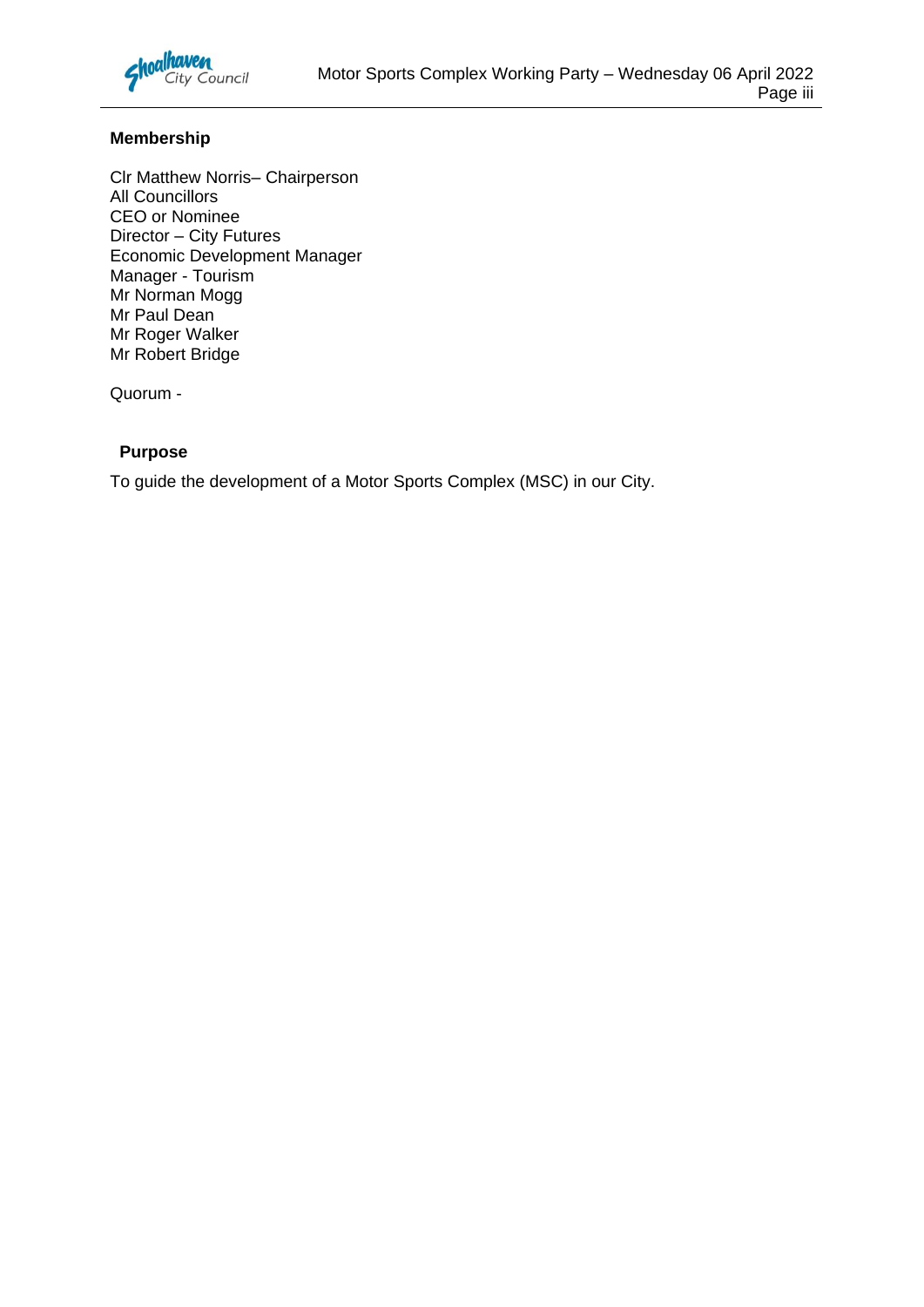## Membership

Clr Matthew Norris– Chairperson
All Councillors
CEO or Nominee
Director – City Futures
Economic Development Manager
Manager - Tourism
Mr Norman Mogg
Mr Paul Dean
Mr Roger Walker
Mr Robert Bridge

Quorum -

## Purpose

To guide the development of a Motor Sports Complex (MSC) in our City.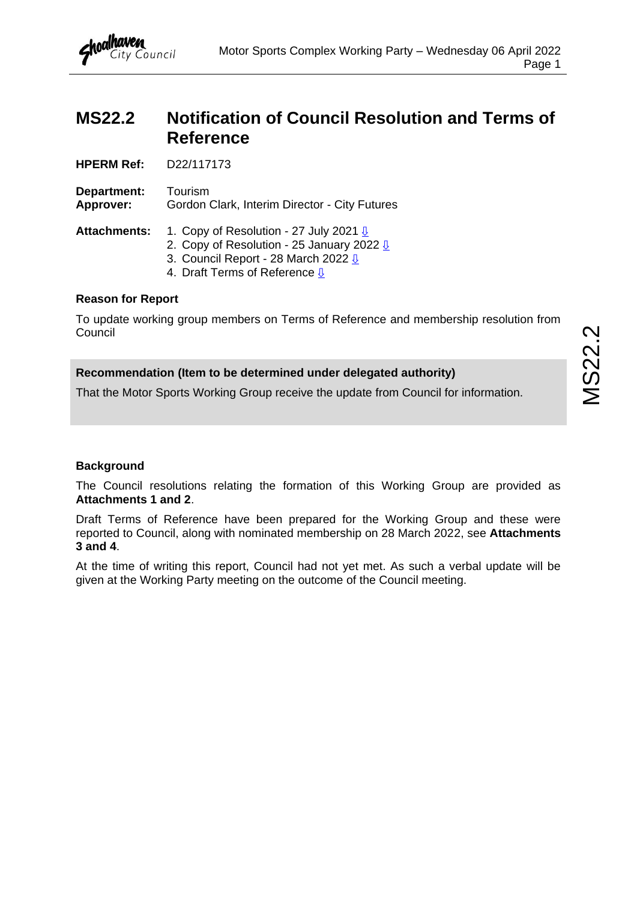# MS22.2 Notification of Council Resolution and Terms of Reference

**HPERM Ref:** D22/117173

**Department:** Tourism
**Approver:** Gordon Clark, Interim Director - City Futures

**Attachments:**
1. Copy of Resolution - 27 July 2021 ⇩
2. Copy of Resolution - 25 January 2022 ⇩
3. Council Report - 28 March 2022 ⇩
4. Draft Terms of Reference ⇩

**Reason for Report**

To update working group members on Terms of Reference and membership resolution from Council

**Recommendation (Item to be determined under delegated authority)**

That the Motor Sports Working Group receive the update from Council for information.

**Background**

The Council resolutions relating the formation of this Working Group are provided as **Attachments 1 and 2**.

Draft Terms of Reference have been prepared for the Working Group and these were reported to Council, along with nominated membership on 28 March 2022, see **Attachments 3 and 4**.

At the time of writing this report, Council had not yet met. As such a verbal update will be given at the Working Party meeting on the outcome of the Council meeting.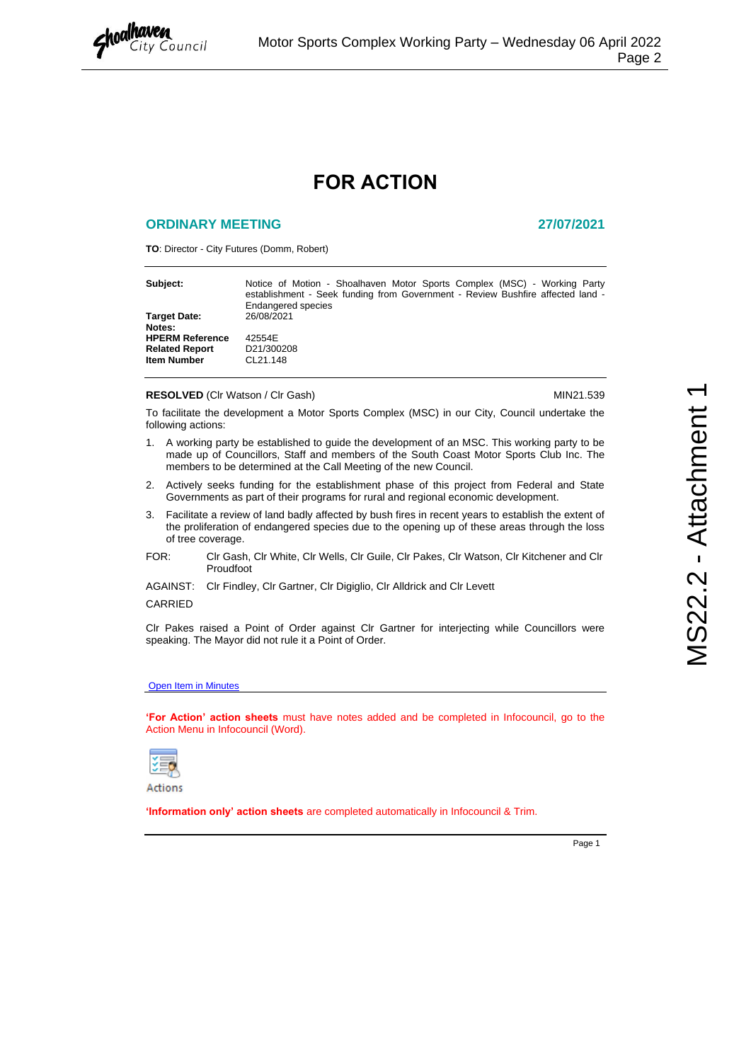# FOR ACTION

## ORDINARY MEETING 27/07/2021

**TO**: Director - City Futures (Domm, Robert)

| | |
|---|---|
| **Subject:** | Notice of Motion - Shoalhaven Motor Sports Complex (MSC) - Working Party establishment - Seek funding from Government - Review Bushfire affected land - Endangered species |
| **Target Date:** | 26/08/2021 |
| **Notes:** | |
| **HPERM Reference** | 42554E |
| **Related Report** | D21/300208 |
| **Item Number** | CL21.148 |

**RESOLVED** (Clr Watson / Clr Gash) MIN21.539

To facilitate the development a Motor Sports Complex (MSC) in our City, Council undertake the following actions:

1. A working party be established to guide the development of an MSC. This working party to be made up of Councillors, Staff and members of the South Coast Motor Sports Club Inc. The members to be determined at the Call Meeting of the new Council.
2. Actively seeks funding for the establishment phase of this project from Federal and State Governments as part of their programs for rural and regional economic development.
3. Facilitate a review of land badly affected by bush fires in recent years to establish the extent of the proliferation of endangered species due to the opening up of these areas through the loss of tree coverage.

FOR: Clr Gash, Clr White, Clr Wells, Clr Guile, Clr Pakes, Clr Watson, Clr Kitchener and Clr Proudfoot

AGAINST: Clr Findley, Clr Gartner, Clr Digiglio, Clr Alldrick and Clr Levett

CARRIED

Clr Pakes raised a Point of Order against Clr Gartner for interjecting while Councillors were speaking. The Mayor did not rule it a Point of Order.

Open Item in Minutes

**'For Action' action sheets** must have notes added and be completed in Infocouncil, go to the Action Menu in Infocouncil (Word).

Actions

**'Information only' action sheets** are completed automatically in Infocouncil & Trim.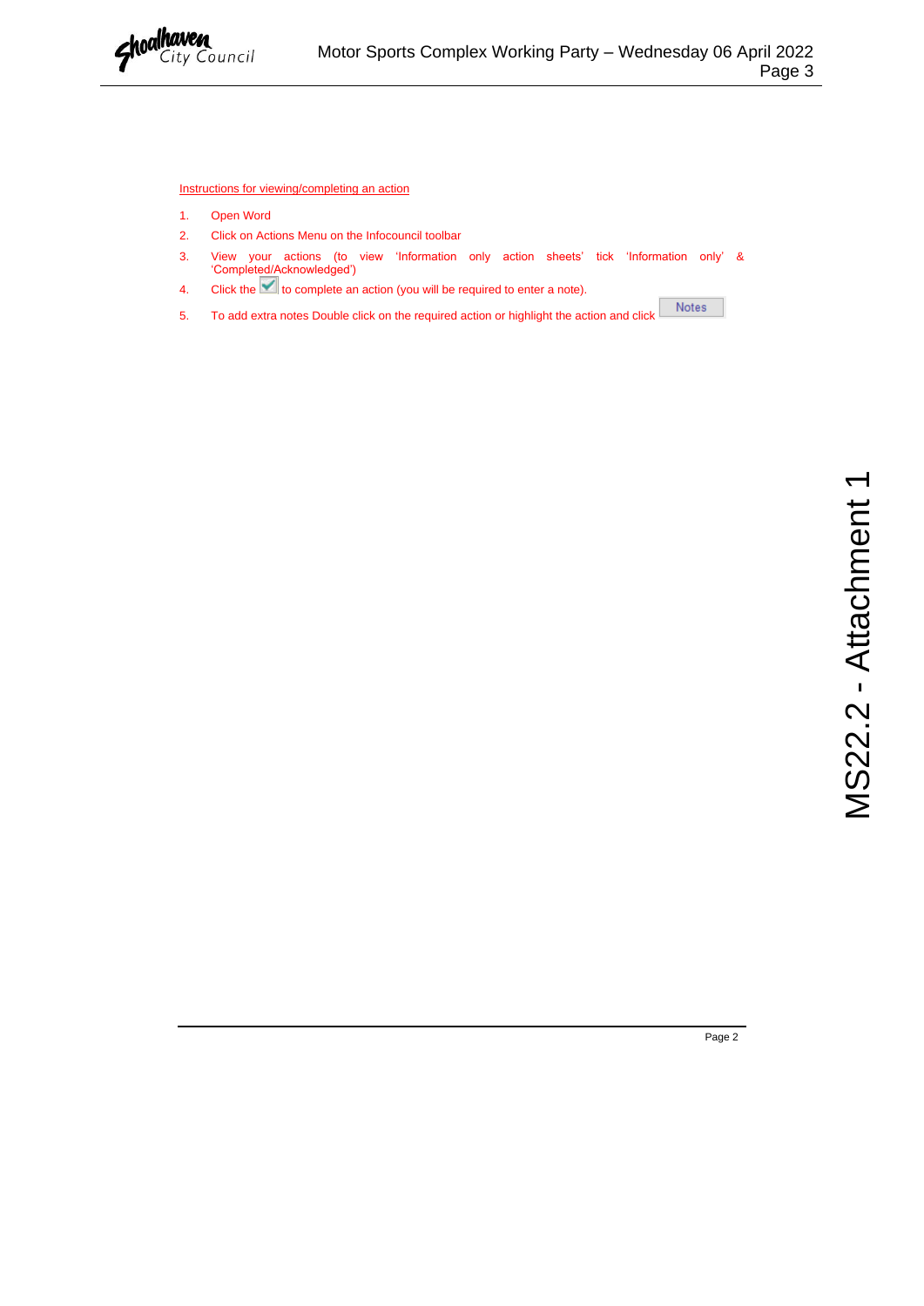Instructions for viewing/completing an action

1. Open Word
2. Click on Actions Menu on the Infocouncil toolbar
3. View your actions (to view 'Information only action sheets' tick 'Information only' & 'Completed/Acknowledged')
4. Click the ✓ to complete an action (you will be required to enter a note).
5. To add extra notes Double click on the required action or highlight the action and click Notes

MS22.2 - Attachment 1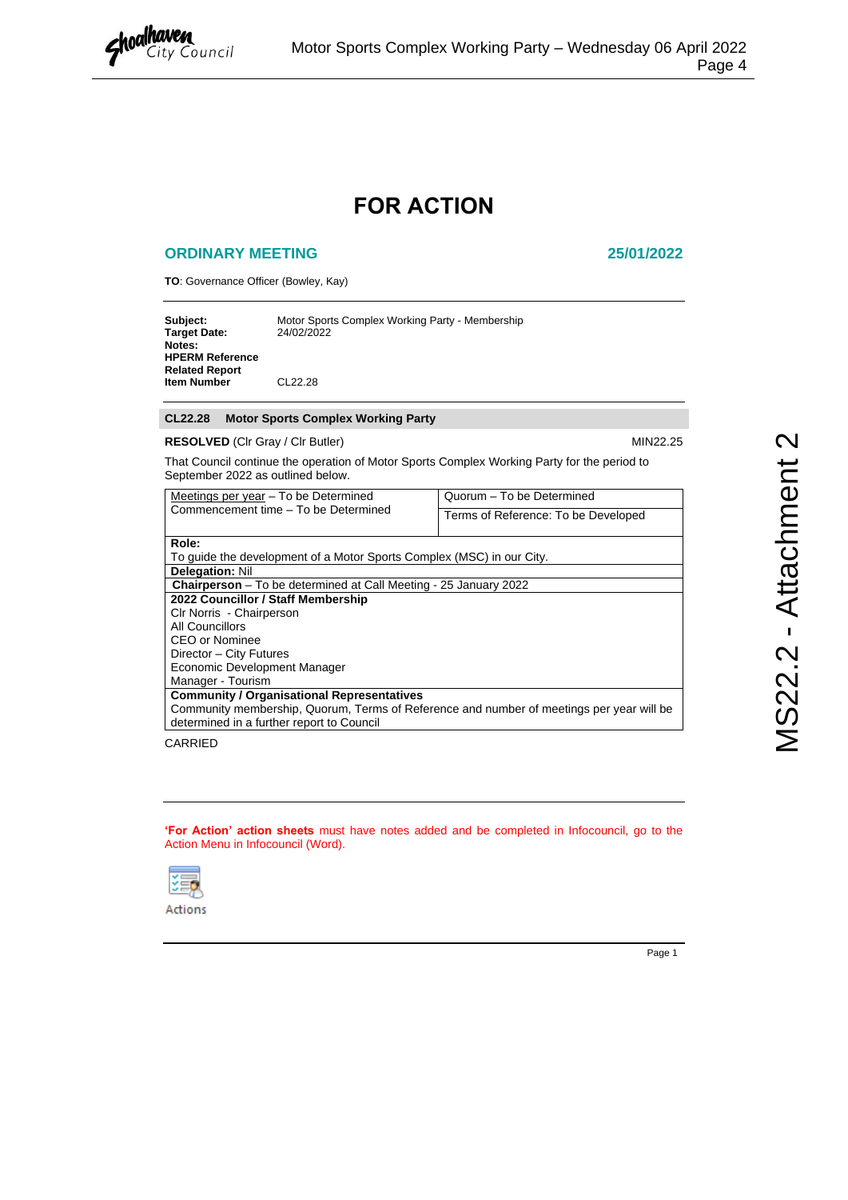# FOR ACTION

## ORDINARY MEETING 25/01/2022

**TO**: Governance Officer (Bowley, Kay)

**Subject:** Motor Sports Complex Working Party - Membership
**Target Date:** 24/02/2022
**Notes:**
**HPERM Reference**
**Related Report**
**Item Number** CL22.28

**CL22.28 Motor Sports Complex Working Party**

**RESOLVED** (Clr Gray / Clr Butler) MIN22.25

That Council continue the operation of Motor Sports Complex Working Party for the period to September 2022 as outlined below.

| Meetings per year – To be Determined<br>Commencement time – To be Determined | Quorum – To be Determined<br>Terms of Reference: To be Developed |
|---|---|
| **Role:**<br>To guide the development of a Motor Sports Complex (MSC) in our City. | |
| **Delegation:** Nil | |
| **Chairperson** – To be determined at Call Meeting - 25 January 2022 | |
| **2022 Councillor / Staff Membership**<br>Clr Norris - Chairperson<br>All Councillors<br>CEO or Nominee<br>Director – City Futures<br>Economic Development Manager<br>Manager - Tourism | |
| **Community / Organisational Representatives**<br>Community membership, Quorum, Terms of Reference and number of meetings per year will be determined in a further report to Council | |

CARRIED

**'For Action' action sheets** must have notes added and be completed in Infocouncil, go to the Action Menu in Infocouncil (Word).

Actions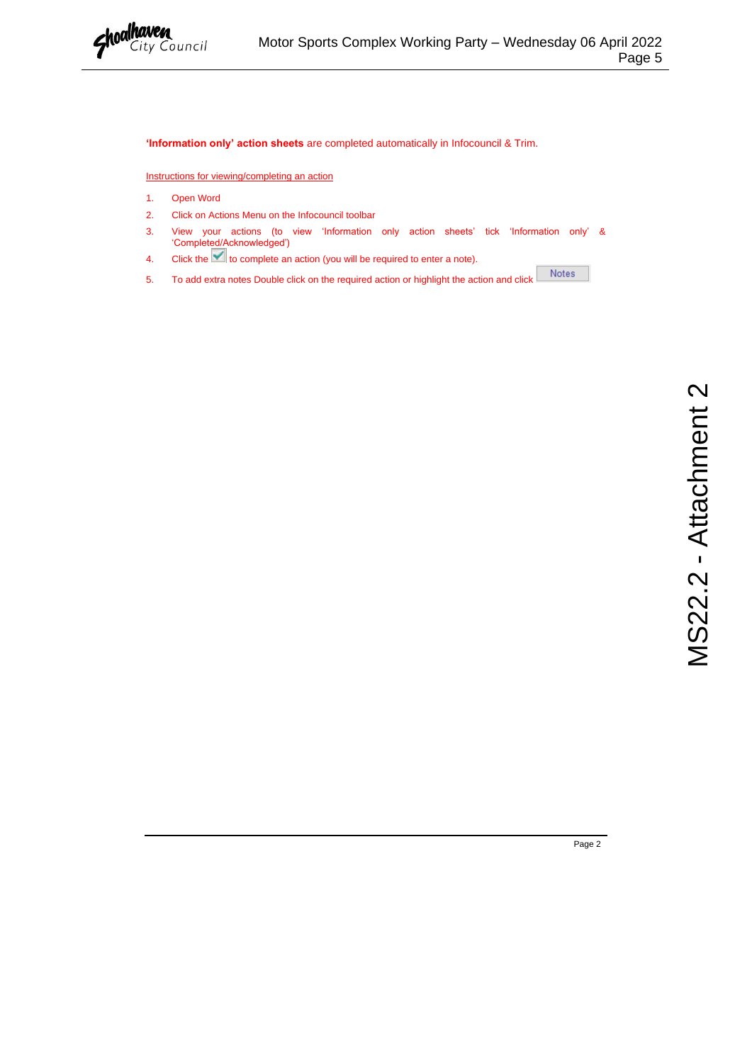**'Information only' action sheets** are completed automatically in Infocouncil & Trim.

Instructions for viewing/completing an action

1. Open Word
2. Click on Actions Menu on the Infocouncil toolbar
3. View your actions (to view 'Information only action sheets' tick 'Information only' & 'Completed/Acknowledged')
4. Click the ☑ to complete an action (you will be required to enter a note).
5. To add extra notes Double click on the required action or highlight the action and click Notes

MS22.2 - Attachment 2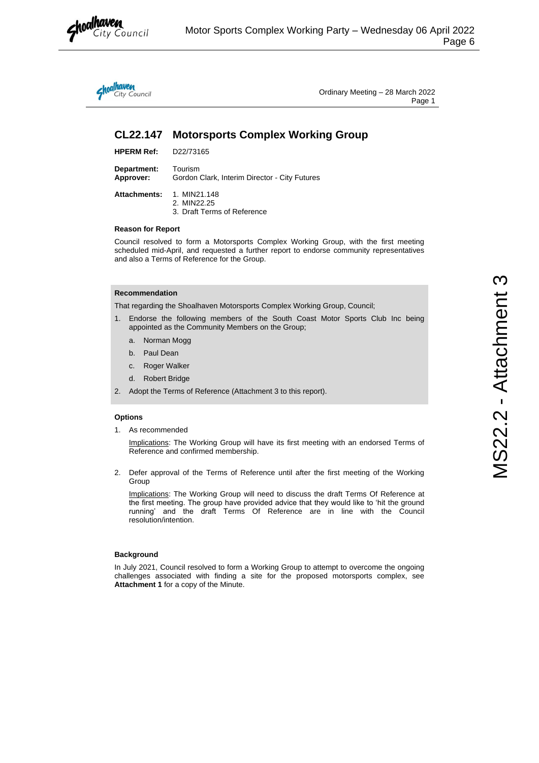# CL22.147 Motorsports Complex Working Group

**HPERM Ref:** D22/73165

**Department:** Tourism
**Approver:** Gordon Clark, Interim Director - City Futures

**Attachments:**
1. MIN21.148
2. MIN22.25
3. Draft Terms of Reference

## Reason for Report

Council resolved to form a Motorsports Complex Working Group, with the first meeting scheduled mid-April, and requested a further report to endorse community representatives and also a Terms of Reference for the Group.

## Recommendation

That regarding the Shoalhaven Motorsports Complex Working Group, Council;

1. Endorse the following members of the South Coast Motor Sports Club Inc being appointed as the Community Members on the Group;
   a. Norman Mogg
   b. Paul Dean
   c. Roger Walker
   d. Robert Bridge
2. Adopt the Terms of Reference (Attachment 3 to this report).

## Options

1. As recommended

   Implications: The Working Group will have its first meeting with an endorsed Terms of Reference and confirmed membership.

2. Defer approval of the Terms of Reference until after the first meeting of the Working Group

   Implications: The Working Group will need to discuss the draft Terms Of Reference at the first meeting. The group have provided advice that they would like to 'hit the ground running' and the draft Terms Of Reference are in line with the Council resolution/intention.

## Background

In July 2021, Council resolved to form a Working Group to attempt to overcome the ongoing challenges associated with finding a site for the proposed motorsports complex, see **Attachment 1** for a copy of the Minute.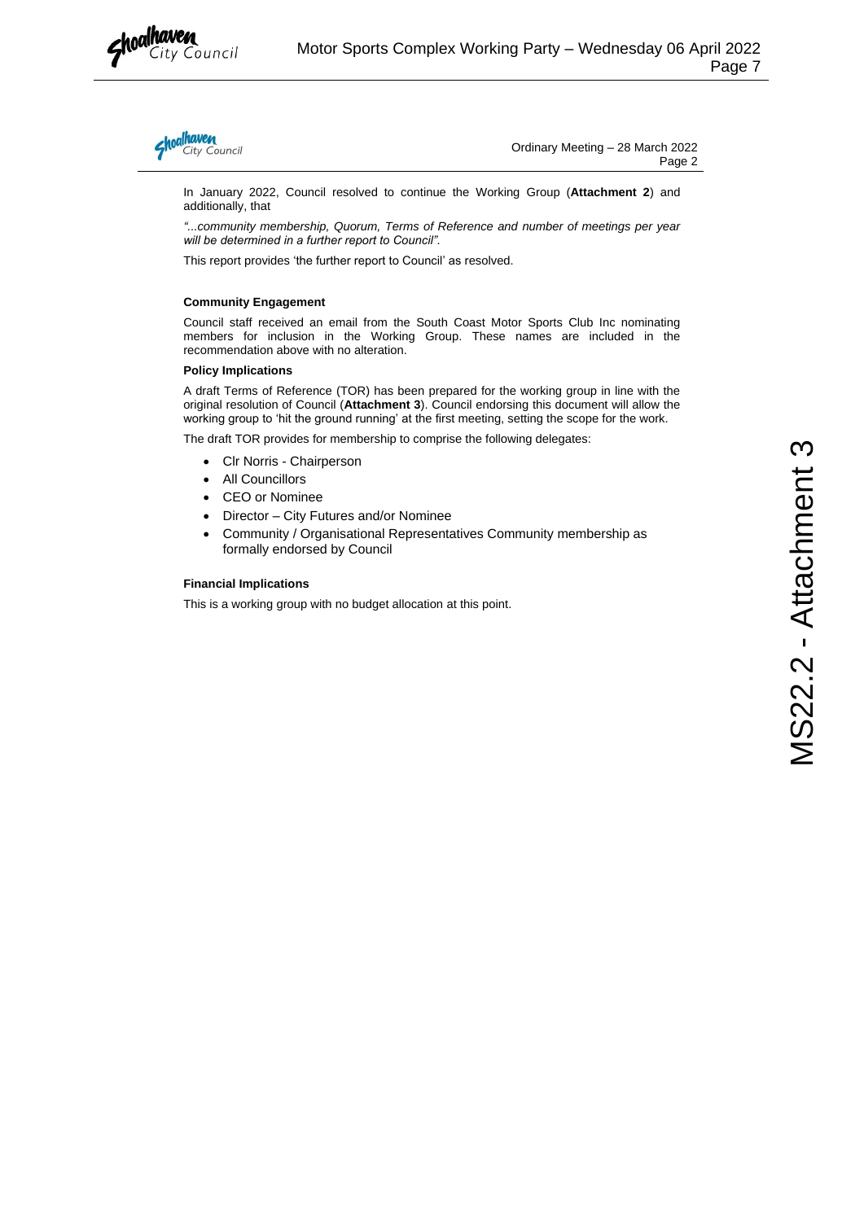In January 2022, Council resolved to continue the Working Group (**Attachment 2**) and additionally, that

*"...community membership, Quorum, Terms of Reference and number of meetings per year will be determined in a further report to Council".*

This report provides 'the further report to Council' as resolved.

**Community Engagement**

Council staff received an email from the South Coast Motor Sports Club Inc nominating members for inclusion in the Working Group. These names are included in the recommendation above with no alteration.

**Policy Implications**

A draft Terms of Reference (TOR) has been prepared for the working group in line with the original resolution of Council (**Attachment 3**). Council endorsing this document will allow the working group to 'hit the ground running' at the first meeting, setting the scope for the work.

The draft TOR provides for membership to comprise the following delegates:

- Clr Norris - Chairperson
- All Councillors
- CEO or Nominee
- Director – City Futures and/or Nominee
- Community / Organisational Representatives Community membership as formally endorsed by Council

**Financial Implications**

This is a working group with no budget allocation at this point.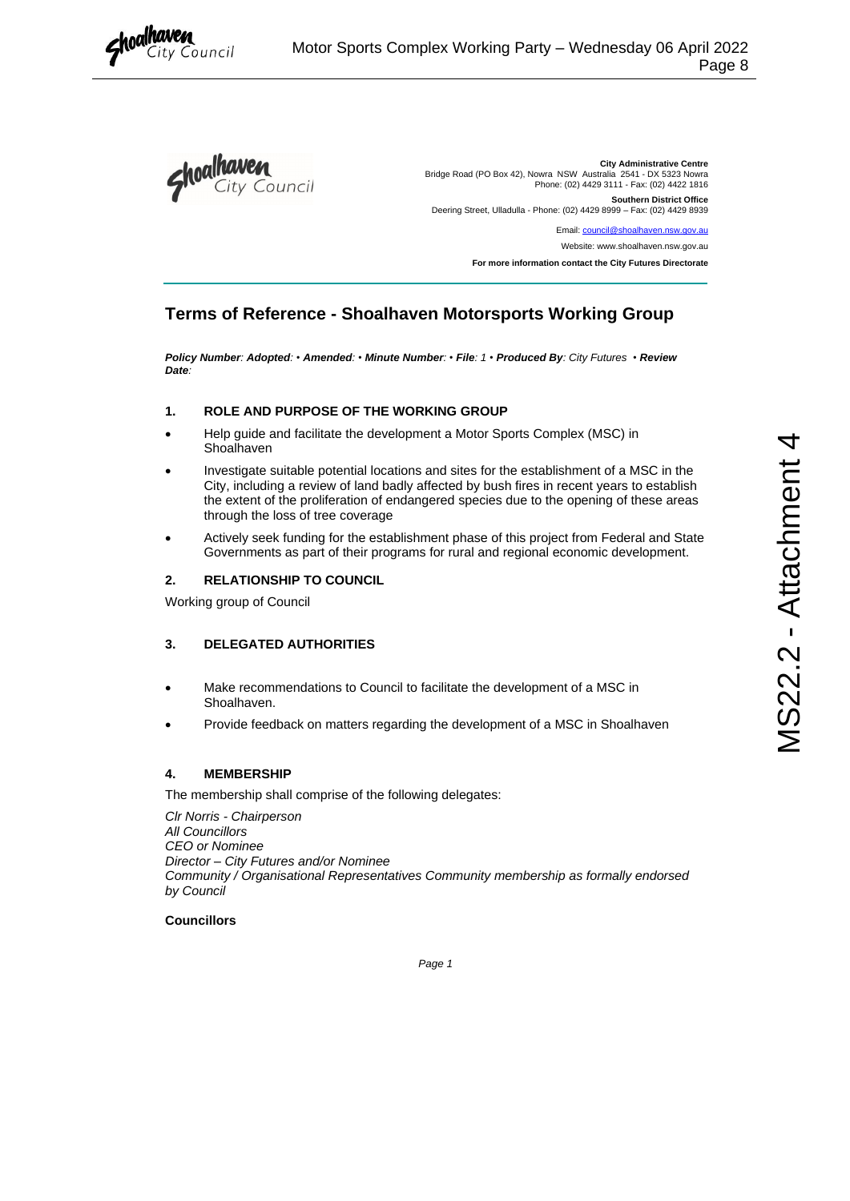City Administrative Centre
Bridge Road (PO Box 42), Nowra NSW Australia 2541 - DX 5323 Nowra
Phone: (02) 4429 3111 - Fax: (02) 4422 1816

Southern District Office
Deering Street, Ulladulla - Phone: (02) 4429 8999 – Fax: (02) 4429 8939

Email: council@shoalhaven.nsw.gov.au

Website: www.shoalhaven.nsw.gov.au

**For more information contact the City Futures Directorate**

# Terms of Reference - Shoalhaven Motorsports Working Group

***Policy Number**: **Adopted**: • **Amended**: • **Minute Number**: • **File**: 1 • **Produced By**: City Futures • **Review Date**:*

## 1. ROLE AND PURPOSE OF THE WORKING GROUP

- Help guide and facilitate the development a Motor Sports Complex (MSC) in Shoalhaven
- Investigate suitable potential locations and sites for the establishment of a MSC in the City, including a review of land badly affected by bush fires in recent years to establish the extent of the proliferation of endangered species due to the opening of these areas through the loss of tree coverage
- Actively seek funding for the establishment phase of this project from Federal and State Governments as part of their programs for rural and regional economic development.

## 2. RELATIONSHIP TO COUNCIL

Working group of Council

## 3. DELEGATED AUTHORITIES

- Make recommendations to Council to facilitate the development of a MSC in Shoalhaven.
- Provide feedback on matters regarding the development of a MSC in Shoalhaven

## 4. MEMBERSHIP

The membership shall comprise of the following delegates:

*Clr Norris - Chairperson*
*All Councillors*
*CEO or Nominee*
*Director – City Futures and/or Nominee*
*Community / Organisational Representatives Community membership as formally endorsed by Council*

**Councillors**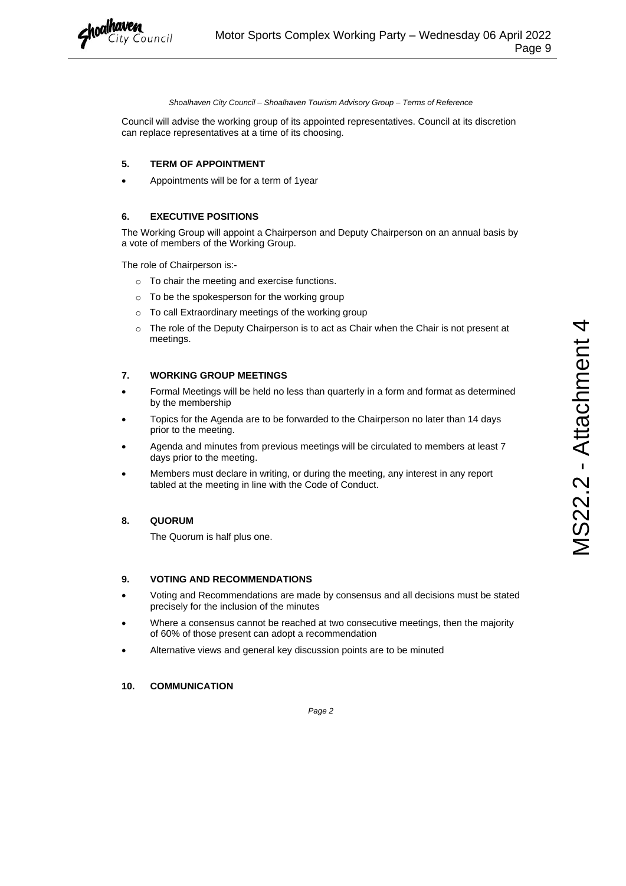*Shoalhaven City Council – Shoalhaven Tourism Advisory Group – Terms of Reference*

Council will advise the working group of its appointed representatives. Council at its discretion can replace representatives at a time of its choosing.

## 5. TERM OF APPOINTMENT

- Appointments will be for a term of 1year

## 6. EXECUTIVE POSITIONS

The Working Group will appoint a Chairperson and Deputy Chairperson on an annual basis by a vote of members of the Working Group.

The role of Chairperson is:-

- To chair the meeting and exercise functions.
- To be the spokesperson for the working group
- To call Extraordinary meetings of the working group
- The role of the Deputy Chairperson is to act as Chair when the Chair is not present at meetings.

## 7. WORKING GROUP MEETINGS

- Formal Meetings will be held no less than quarterly in a form and format as determined by the membership
- Topics for the Agenda are to be forwarded to the Chairperson no later than 14 days prior to the meeting.
- Agenda and minutes from previous meetings will be circulated to members at least 7 days prior to the meeting.
- Members must declare in writing, or during the meeting, any interest in any report tabled at the meeting in line with the Code of Conduct.

## 8. QUORUM

The Quorum is half plus one.

## 9. VOTING AND RECOMMENDATIONS

- Voting and Recommendations are made by consensus and all decisions must be stated precisely for the inclusion of the minutes
- Where a consensus cannot be reached at two consecutive meetings, then the majority of 60% of those present can adopt a recommendation
- Alternative views and general key discussion points are to be minuted

## 10. COMMUNICATION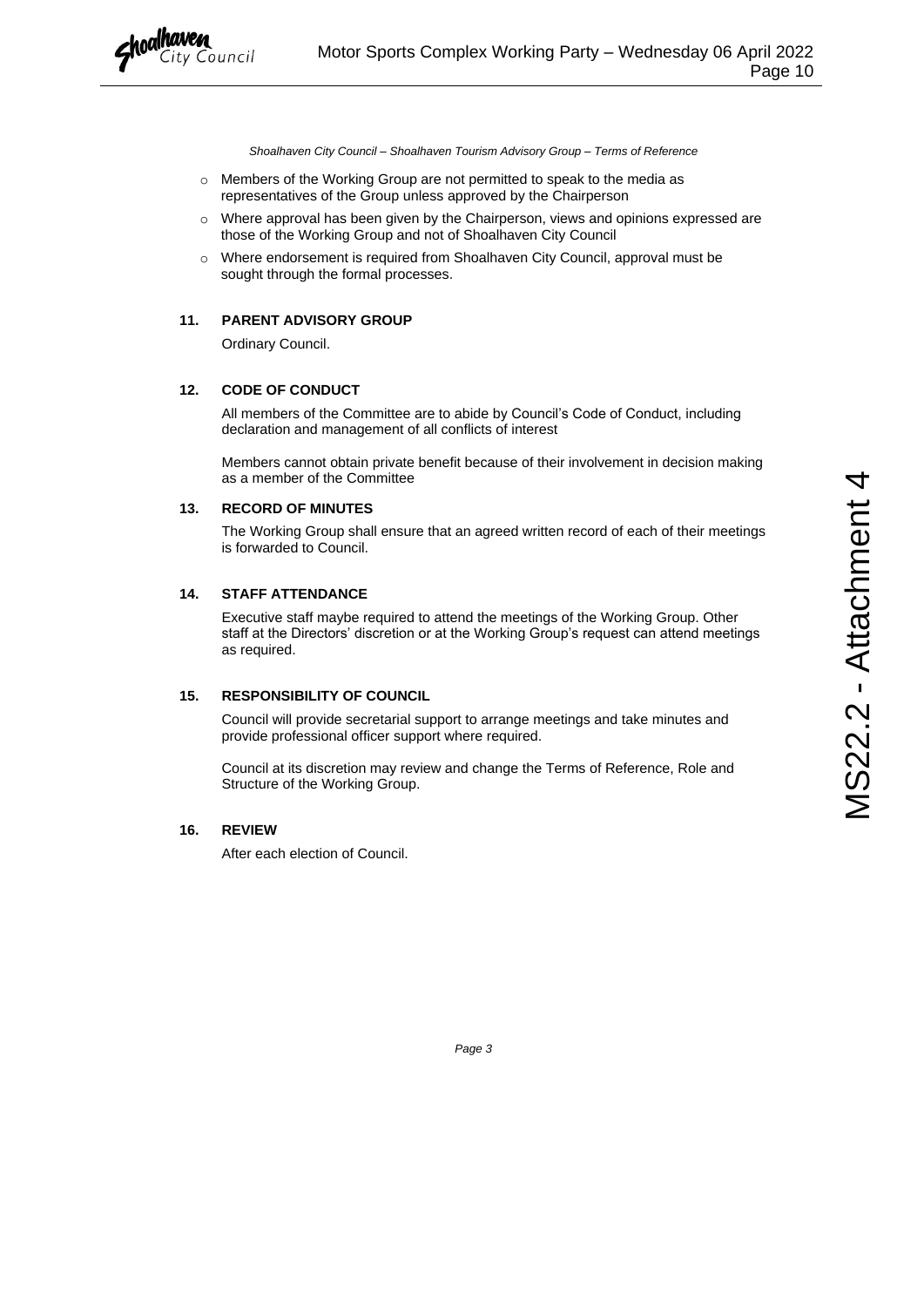*Shoalhaven City Council – Shoalhaven Tourism Advisory Group – Terms of Reference*

- Members of the Working Group are not permitted to speak to the media as representatives of the Group unless approved by the Chairperson
- Where approval has been given by the Chairperson, views and opinions expressed are those of the Working Group and not of Shoalhaven City Council
- Where endorsement is required from Shoalhaven City Council, approval must be sought through the formal processes.

**11. PARENT ADVISORY GROUP**

Ordinary Council.

**12. CODE OF CONDUCT**

All members of the Committee are to abide by Council's Code of Conduct, including declaration and management of all conflicts of interest

Members cannot obtain private benefit because of their involvement in decision making as a member of the Committee

**13. RECORD OF MINUTES**

The Working Group shall ensure that an agreed written record of each of their meetings is forwarded to Council.

**14. STAFF ATTENDANCE**

Executive staff maybe required to attend the meetings of the Working Group. Other staff at the Directors' discretion or at the Working Group's request can attend meetings as required.

**15. RESPONSIBILITY OF COUNCIL**

Council will provide secretarial support to arrange meetings and take minutes and provide professional officer support where required.

Council at its discretion may review and change the Terms of Reference, Role and Structure of the Working Group.

**16. REVIEW**

After each election of Council.